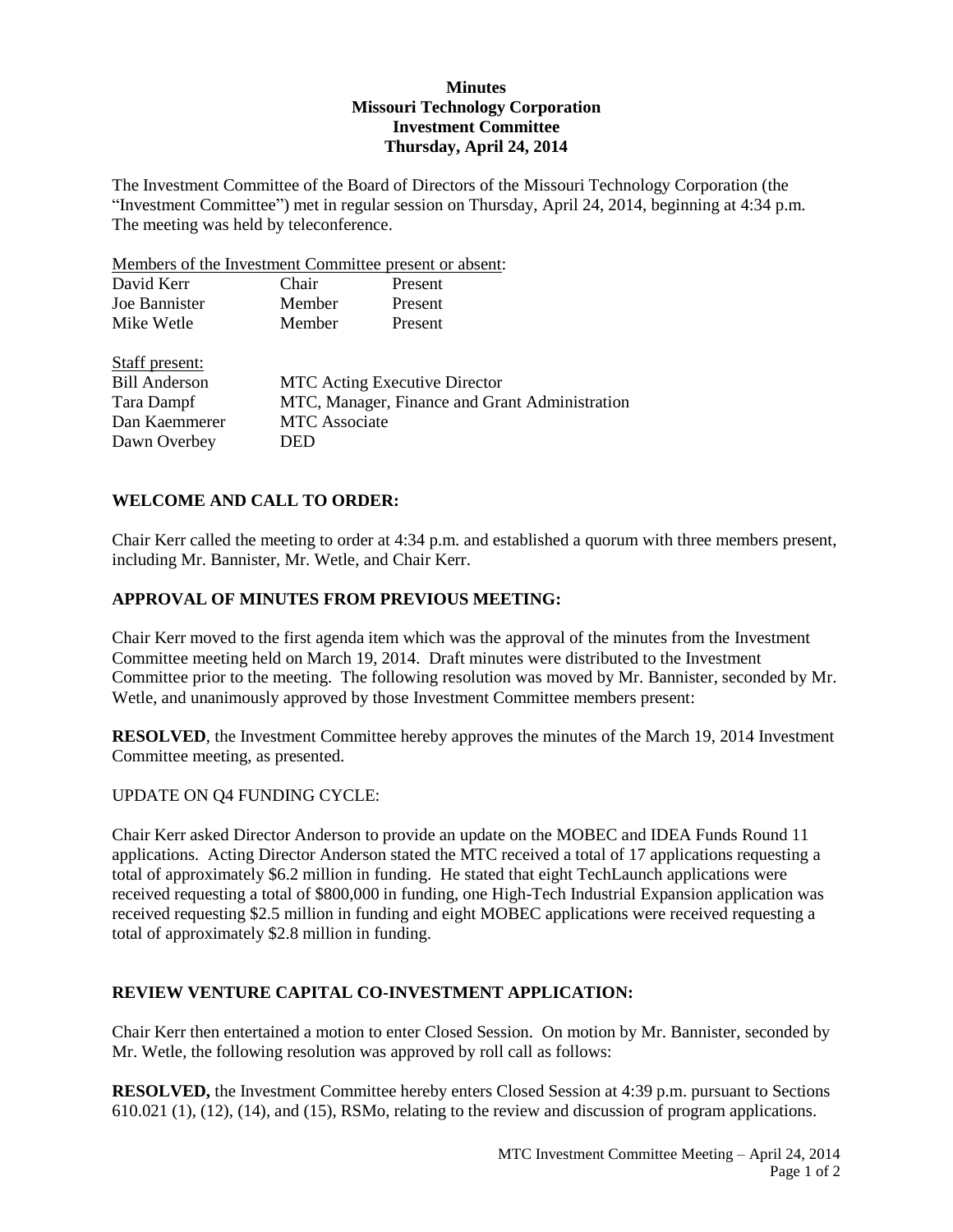**Minutes**
**Missouri Technology Corporation**
**Investment Committee**
**Thursday, April 24, 2014**

The Investment Committee of the Board of Directors of the Missouri Technology Corporation (the "Investment Committee") met in regular session on Thursday, April 24, 2014, beginning at 4:34 p.m. The meeting was held by teleconference.

Members of the Investment Committee present or absent:

| | | |
|---|---|---|
| David Kerr | Chair | Present |
| Joe Bannister | Member | Present |
| Mike Wetle | Member | Present |

Staff present:

| | |
|---|---|
| Bill Anderson | MTC Acting Executive Director |
| Tara Dampf | MTC, Manager, Finance and Grant Administration |
| Dan Kaemmerer | MTC Associate |
| Dawn Overbey | DED |

## WELCOME AND CALL TO ORDER:

Chair Kerr called the meeting to order at 4:34 p.m. and established a quorum with three members present, including Mr. Bannister, Mr. Wetle, and Chair Kerr.

## APPROVAL OF MINUTES FROM PREVIOUS MEETING:

Chair Kerr moved to the first agenda item which was the approval of the minutes from the Investment Committee meeting held on March 19, 2014. Draft minutes were distributed to the Investment Committee prior to the meeting. The following resolution was moved by Mr. Bannister, seconded by Mr. Wetle, and unanimously approved by those Investment Committee members present:

**RESOLVED**, the Investment Committee hereby approves the minutes of the March 19, 2014 Investment Committee meeting, as presented.

UPDATE ON Q4 FUNDING CYCLE:

Chair Kerr asked Director Anderson to provide an update on the MOBEC and IDEA Funds Round 11 applications. Acting Director Anderson stated the MTC received a total of 17 applications requesting a total of approximately $6.2 million in funding. He stated that eight TechLaunch applications were received requesting a total of $800,000 in funding, one High-Tech Industrial Expansion application was received requesting $2.5 million in funding and eight MOBEC applications were received requesting a total of approximately $2.8 million in funding.

## REVIEW VENTURE CAPITAL CO-INVESTMENT APPLICATION:

Chair Kerr then entertained a motion to enter Closed Session. On motion by Mr. Bannister, seconded by Mr. Wetle, the following resolution was approved by roll call as follows:

**RESOLVED,** the Investment Committee hereby enters Closed Session at 4:39 p.m. pursuant to Sections 610.021 (1), (12), (14), and (15), RSMo, relating to the review and discussion of program applications.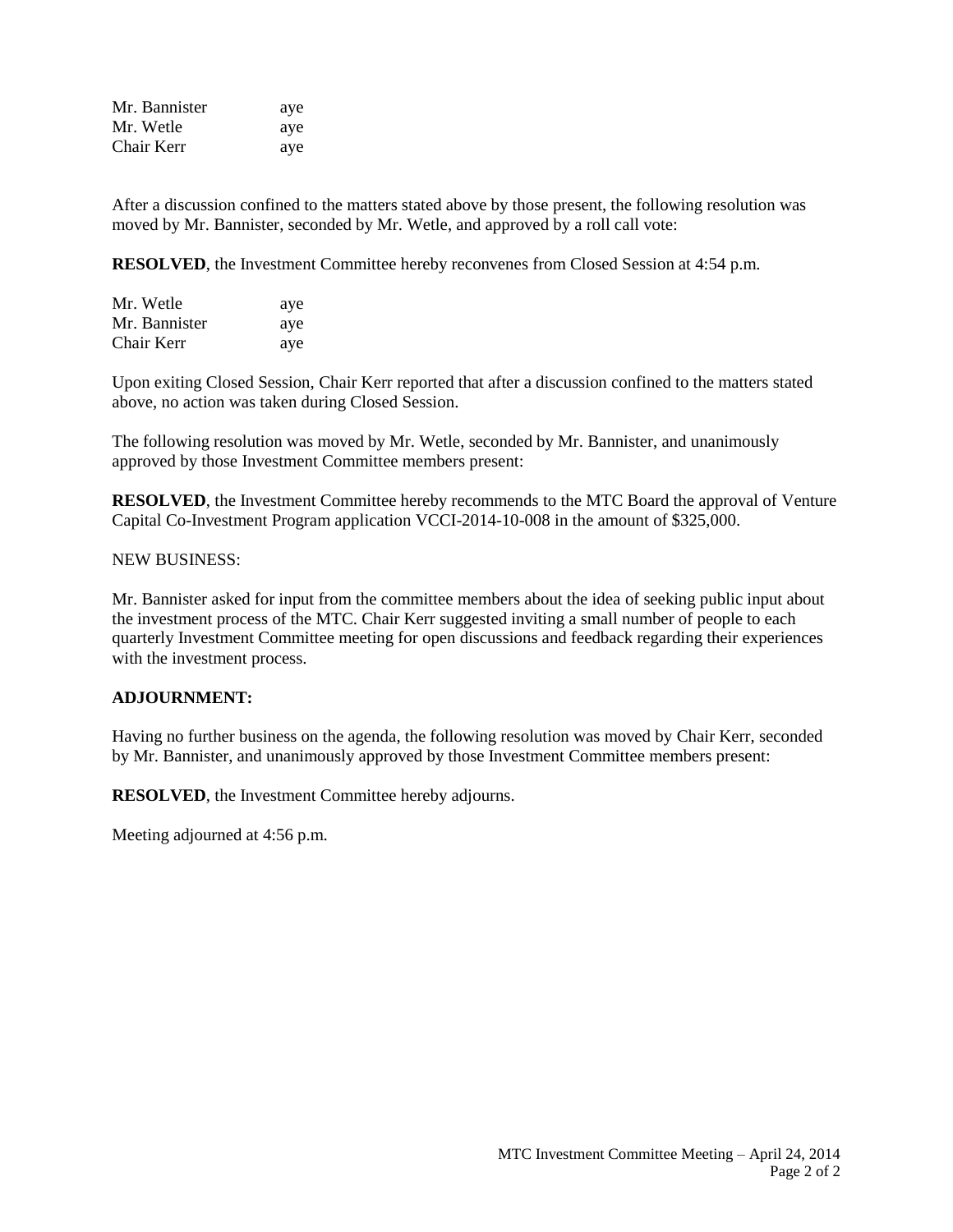| | |
|---|---|
| Mr. Bannister | aye |
| Mr. Wetle | aye |
| Chair Kerr | aye |

After a discussion confined to the matters stated above by those present, the following resolution was moved by Mr. Bannister, seconded by Mr. Wetle, and approved by a roll call vote:

**RESOLVED**, the Investment Committee hereby reconvenes from Closed Session at 4:54 p.m.

| | |
|---|---|
| Mr. Wetle | aye |
| Mr. Bannister | aye |
| Chair Kerr | aye |

Upon exiting Closed Session, Chair Kerr reported that after a discussion confined to the matters stated above, no action was taken during Closed Session.

The following resolution was moved by Mr. Wetle, seconded by Mr. Bannister, and unanimously approved by those Investment Committee members present:

**RESOLVED**, the Investment Committee hereby recommends to the MTC Board the approval of Venture Capital Co-Investment Program application VCCI-2014-10-008 in the amount of $325,000.

NEW BUSINESS:

Mr. Bannister asked for input from the committee members about the idea of seeking public input about the investment process of the MTC. Chair Kerr suggested inviting a small number of people to each quarterly Investment Committee meeting for open discussions and feedback regarding their experiences with the investment process.

**ADJOURNMENT:**

Having no further business on the agenda, the following resolution was moved by Chair Kerr, seconded by Mr. Bannister, and unanimously approved by those Investment Committee members present:

**RESOLVED**, the Investment Committee hereby adjourns.

Meeting adjourned at 4:56 p.m.